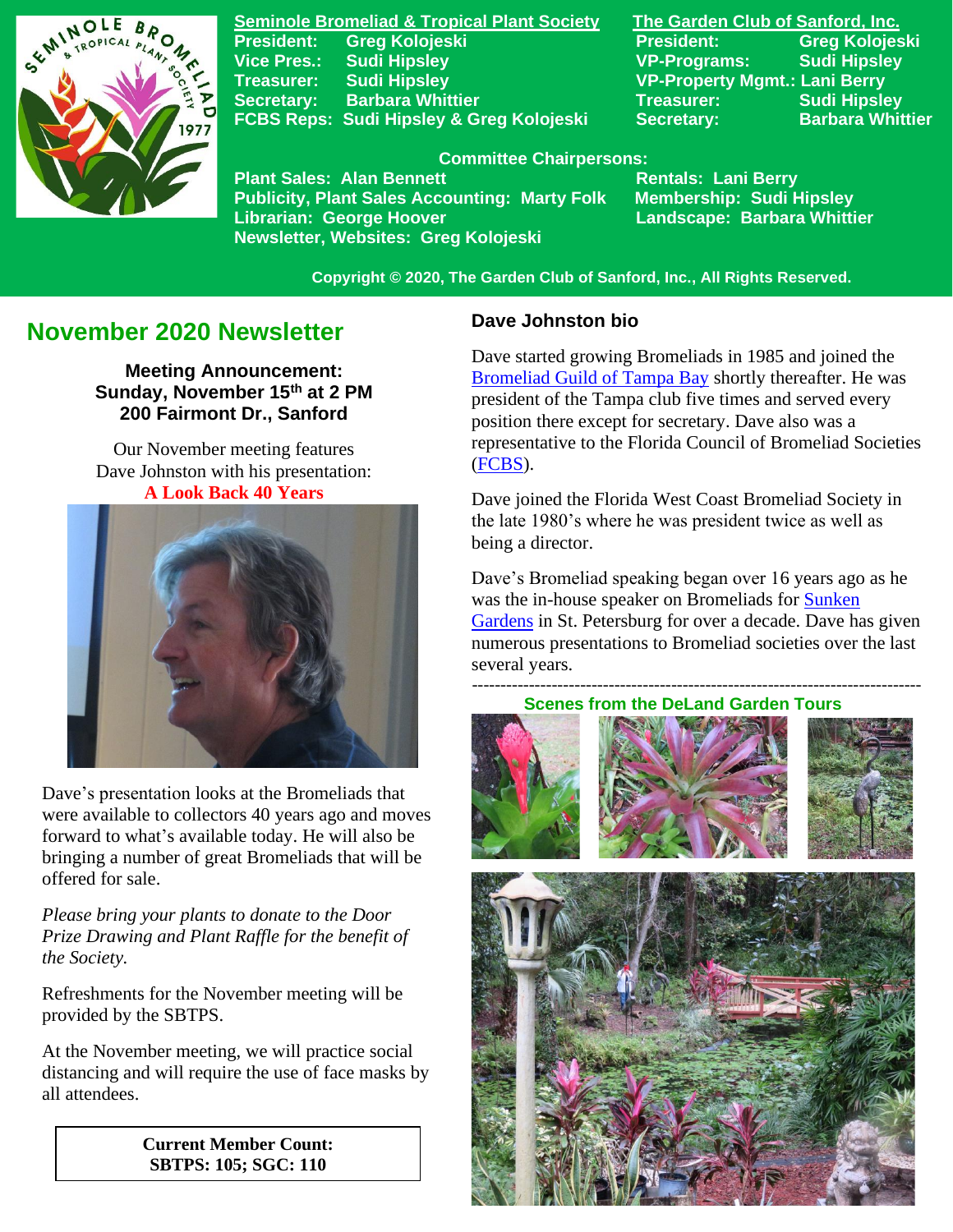**Seminole Bromeliad & Tropical Plant Society**
President: Greg Kolojeski
Vice Pres.: Sudi Hipsley
Treasurer: Sudi Hipsley
Secretary: Barbara Whittier
FCBS Reps: Sudi Hipsley & Greg Kolojeski

**The Garden Club of Sanford, Inc.**
President: Greg Kolojeski
VP-Programs: Sudi Hipsley
VP-Property Mgmt.: Lani Berry
Treasurer: Sudi Hipsley
Secretary: Barbara Whittier

**Committee Chairpersons:**
Plant Sales: Alan Bennett
Publicity, Plant Sales Accounting: Marty Folk
Librarian: George Hoover
Newsletter, Websites: Greg Kolojeski
Rentals: Lani Berry
Membership: Sudi Hipsley
Landscape: Barbara Whittier

Copyright © 2020, The Garden Club of Sanford, Inc., All Rights Reserved.

# November 2020 Newsletter

**Meeting Announcement:**
**Sunday, November 15th at 2 PM**
**200 Fairmont Dr., Sanford**

Our November meeting features Dave Johnston with his presentation:
**A Look Back 40 Years**

Dave's presentation looks at the Bromeliads that were available to collectors 40 years ago and moves forward to what's available today. He will also be bringing a number of great Bromeliads that will be offered for sale.

*Please bring your plants to donate to the Door Prize Drawing and Plant Raffle for the benefit of the Society.*

Refreshments for the November meeting will be provided by the SBTPS.

At the November meeting, we will practice social distancing and will require the use of face masks by all attendees.

**Current Member Count:**
**SBTPS: 105; SGC: 110**

## Dave Johnston bio

Dave started growing Bromeliads in 1985 and joined the Bromeliad Guild of Tampa Bay shortly thereafter. He was president of the Tampa club five times and served every position there except for secretary. Dave also was a representative to the Florida Council of Bromeliad Societies (FCBS).

Dave joined the Florida West Coast Bromeliad Society in the late 1980's where he was president twice as well as being a director.

Dave's Bromeliad speaking began over 16 years ago as he was the in-house speaker on Bromeliads for Sunken Gardens in St. Petersburg for over a decade. Dave has given numerous presentations to Bromeliad societies over the last several years.

---

**Scenes from the DeLand Garden Tours**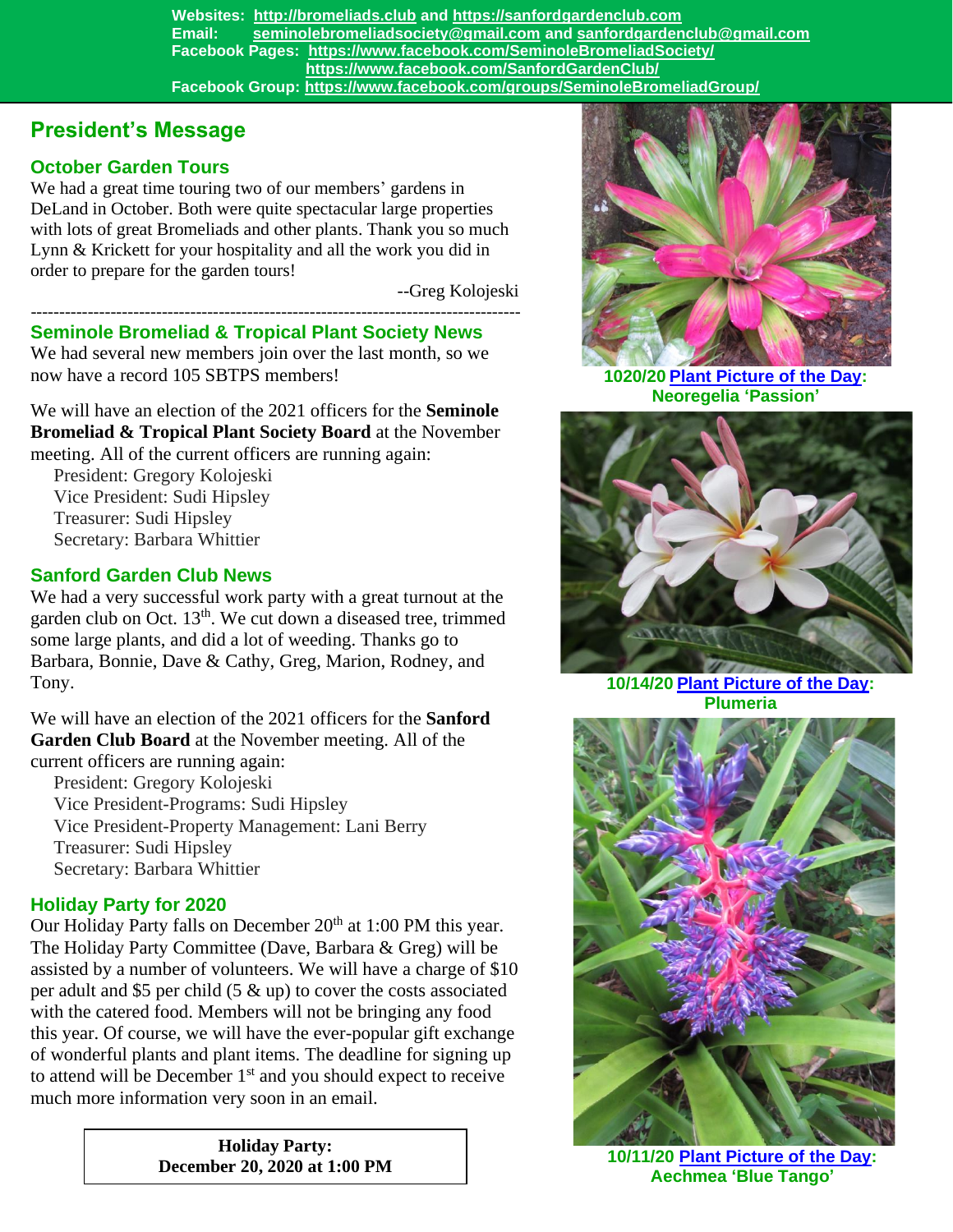**Websites:** http://bromeliads.club and https://sanfordgardenclub.com
**Email:** seminolebromeliadsociety@gmail.com and sanfordgardenclub@gmail.com
**Facebook Pages:** https://www.facebook.com/SeminoleBromeliadSociety/
https://www.facebook.com/SanfordGardenClub/
**Facebook Group:** https://www.facebook.com/groups/SeminoleBromeliadGroup/

## President's Message

### October Garden Tours

We had a great time touring two of our members' gardens in DeLand in October. Both were quite spectacular large properties with lots of great Bromeliads and other plants. Thank you so much Lynn & Krickett for your hospitality and all the work you did in order to prepare for the garden tours!

--Greg Kolojeski

---

### Seminole Bromeliad & Tropical Plant Society News

We had several new members join over the last month, so we now have a record 105 SBTPS members!

We will have an election of the 2021 officers for the **Seminole Bromeliad & Tropical Plant Society Board** at the November meeting. All of the current officers are running again:

President: Gregory Kolojeski
Vice President: Sudi Hipsley
Treasurer: Sudi Hipsley
Secretary: Barbara Whittier

### Sanford Garden Club News

We had a very successful work party with a great turnout at the garden club on Oct. 13th. We cut down a diseased tree, trimmed some large plants, and did a lot of weeding. Thanks go to Barbara, Bonnie, Dave & Cathy, Greg, Marion, Rodney, and Tony.

We will have an election of the 2021 officers for the **Sanford Garden Club Board** at the November meeting. All of the current officers are running again:

President: Gregory Kolojeski
Vice President-Programs: Sudi Hipsley
Vice President-Property Management: Lani Berry
Treasurer: Sudi Hipsley
Secretary: Barbara Whittier

### Holiday Party for 2020

Our Holiday Party falls on December 20th at 1:00 PM this year. The Holiday Party Committee (Dave, Barbara & Greg) will be assisted by a number of volunteers. We will have a charge of $10 per adult and $5 per child (5 & up) to cover the costs associated with the catered food. Members will not be bringing any food this year. Of course, we will have the ever-popular gift exchange of wonderful plants and plant items. The deadline for signing up to attend will be December 1st and you should expect to receive much more information very soon in an email.

**Holiday Party:**
**December 20, 2020 at 1:00 PM**

**1020/20 Plant Picture of the Day: Neoregelia 'Passion'**

**10/14/20 Plant Picture of the Day: Plumeria**

**10/11/20 Plant Picture of the Day: Aechmea 'Blue Tango'**